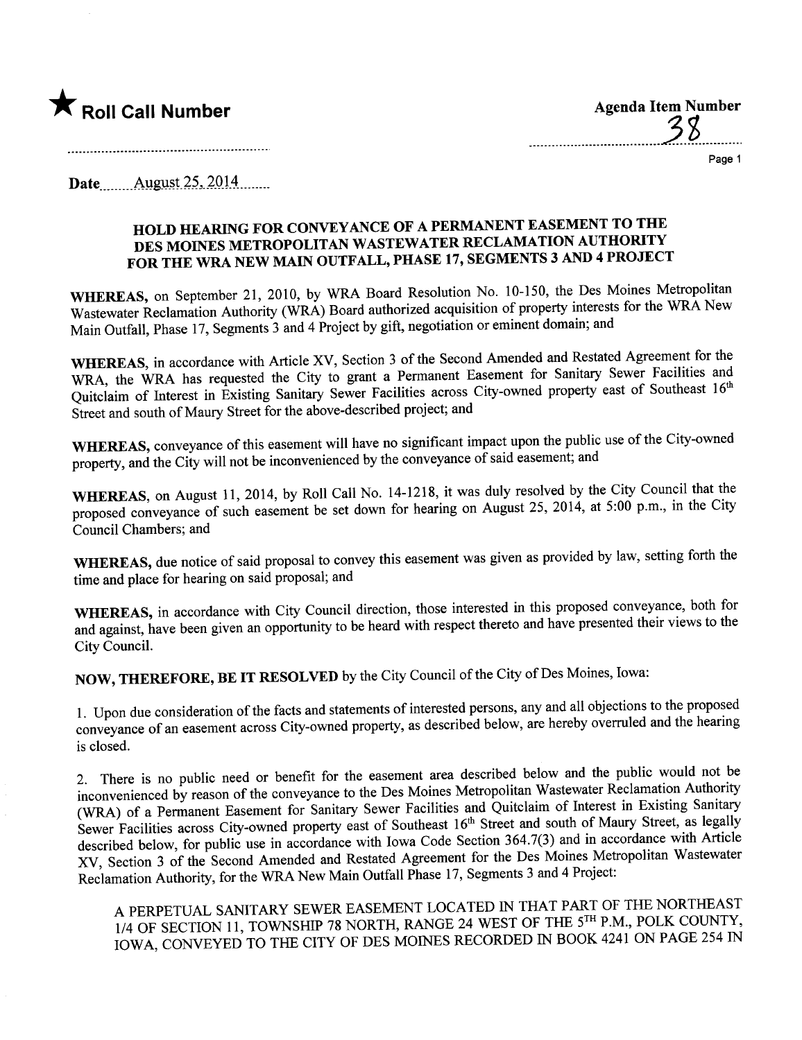★ **Roll Call Number**

**Agenda Item Number**

38

Date August 25, 2014

### HOLD HEARING FOR CONVEYANCE OF A PERMANENT EASEMENT TO THE DES MOINES METROPOLITAN WASTEWATER RECLAMATION AUTHORITY FOR THE WRA NEW MAIN OUTFALL, PHASE 17, SEGMENTS 3 AND 4 PROJECT

**WHEREAS,** on September 21, 2010, by WRA Board Resolution No. 10-150, the Des Moines Metropolitan Wastewater Reclamation Authority (WRA) Board authorized acquisition of property interests for the WRA New Main Outfall, Phase 17, Segments 3 and 4 Project by gift, negotiation or eminent domain; and

**WHEREAS,** in accordance with Article XV, Section 3 of the Second Amended and Restated Agreement for the WRA, the WRA has requested the City to grant a Permanent Easement for Sanitary Sewer Facilities and Quitclaim of Interest in Existing Sanitary Sewer Facilities across City-owned property east of Southeast 16th Street and south of Maury Street for the above-described project; and

**WHEREAS,** conveyance of this easement will have no significant impact upon the public use of the City-owned property, and the City will not be inconvenienced by the conveyance of said easement; and

**WHEREAS,** on August 11, 2014, by Roll Call No. 14-1218, it was duly resolved by the City Council that the proposed conveyance of such easement be set down for hearing on August 25, 2014, at 5:00 p.m., in the City Council Chambers; and

**WHEREAS,** due notice of said proposal to convey this easement was given as provided by law, setting forth the time and place for hearing on said proposal; and

**WHEREAS,** in accordance with City Council direction, those interested in this proposed conveyance, both for and against, have been given an opportunity to be heard with respect thereto and have presented their views to the City Council.

**NOW, THEREFORE, BE IT RESOLVED** by the City Council of the City of Des Moines, Iowa:

1. Upon due consideration of the facts and statements of interested persons, any and all objections to the proposed conveyance of an easement across City-owned property, as described below, are hereby overruled and the hearing is closed.

2. There is no public need or benefit for the easement area described below and the public would not be inconvenienced by reason of the conveyance to the Des Moines Metropolitan Wastewater Reclamation Authority (WRA) of a Permanent Easement for Sanitary Sewer Facilities and Quitclaim of Interest in Existing Sanitary Sewer Facilities across City-owned property east of Southeast 16th Street and south of Maury Street, as legally described below, for public use in accordance with Iowa Code Section 364.7(3) and in accordance with Article XV, Section 3 of the Second Amended and Restated Agreement for the Des Moines Metropolitan Wastewater Reclamation Authority, for the WRA New Main Outfall Phase 17, Segments 3 and 4 Project:

A PERPETUAL SANITARY SEWER EASEMENT LOCATED IN THAT PART OF THE NORTHEAST 1/4 OF SECTION 11, TOWNSHIP 78 NORTH, RANGE 24 WEST OF THE 5TH P.M., POLK COUNTY, IOWA, CONVEYED TO THE CITY OF DES MOINES RECORDED IN BOOK 4241 ON PAGE 254 IN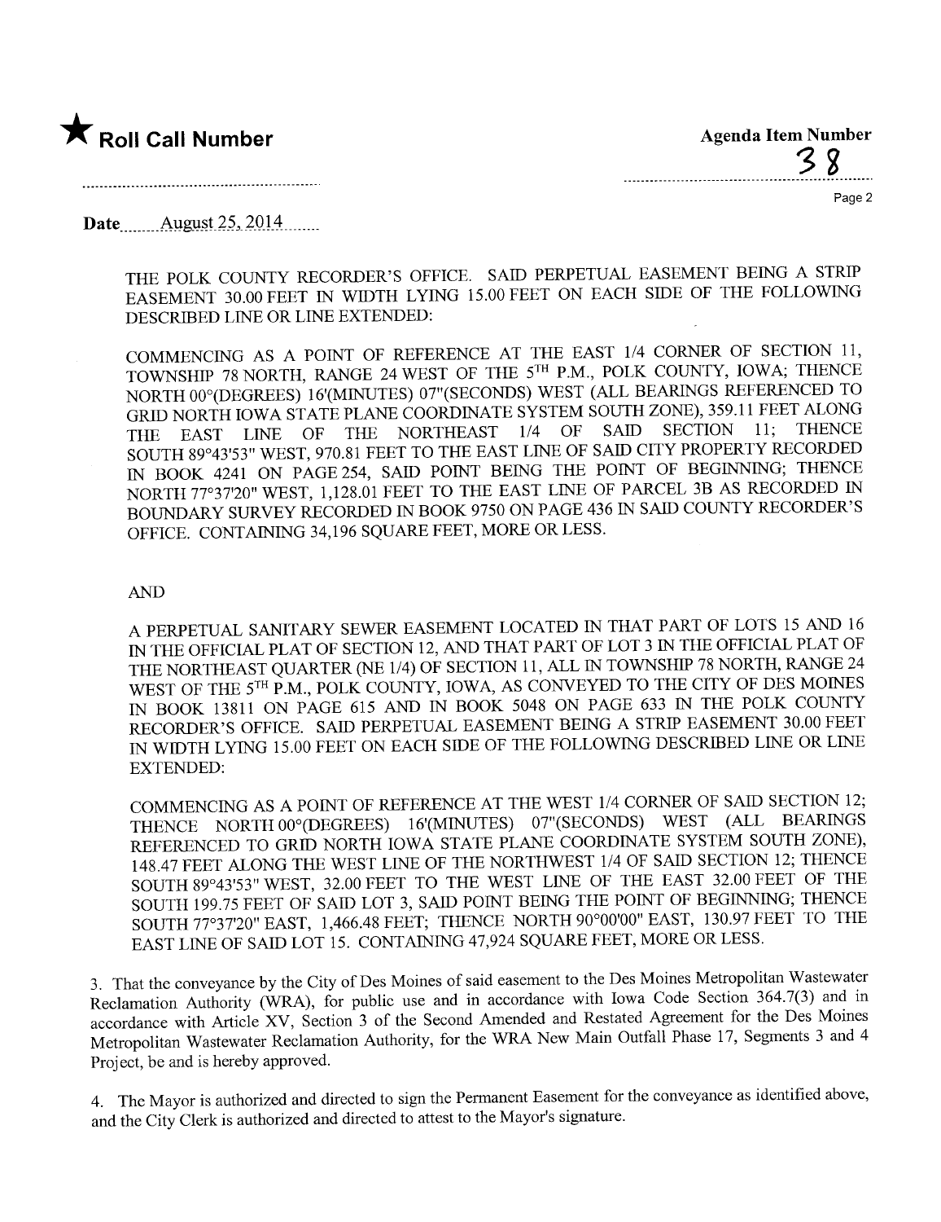★ **Roll Call Number**

**Agenda Item Number**
38

Date August 25, 2014

THE POLK COUNTY RECORDER'S OFFICE. SAID PERPETUAL EASEMENT BEING A STRIP EASEMENT 30.00 FEET IN WIDTH LYING 15.00 FEET ON EACH SIDE OF THE FOLLOWING DESCRIBED LINE OR LINE EXTENDED:

COMMENCING AS A POINT OF REFERENCE AT THE EAST 1/4 CORNER OF SECTION 11, TOWNSHIP 78 NORTH, RANGE 24 WEST OF THE 5TH P.M., POLK COUNTY, IOWA; THENCE NORTH 00°(DEGREES) 16'(MINUTES) 07"(SECONDS) WEST (ALL BEARINGS REFERENCED TO GRID NORTH IOWA STATE PLANE COORDINATE SYSTEM SOUTH ZONE), 359.11 FEET ALONG THE EAST LINE OF THE NORTHEAST 1/4 OF SAID SECTION 11; THENCE SOUTH 89°43'53" WEST, 970.81 FEET TO THE EAST LINE OF SAID CITY PROPERTY RECORDED IN BOOK 4241 ON PAGE 254, SAID POINT BEING THE POINT OF BEGINNING; THENCE NORTH 77°37'20" WEST, 1,128.01 FEET TO THE EAST LINE OF PARCEL 3B AS RECORDED IN BOUNDARY SURVEY RECORDED IN BOOK 9750 ON PAGE 436 IN SAID COUNTY RECORDER'S OFFICE. CONTAINING 34,196 SQUARE FEET, MORE OR LESS.

AND

A PERPETUAL SANITARY SEWER EASEMENT LOCATED IN THAT PART OF LOTS 15 AND 16 IN THE OFFICIAL PLAT OF SECTION 12, AND THAT PART OF LOT 3 IN THE OFFICIAL PLAT OF THE NORTHEAST QUARTER (NE 1/4) OF SECTION 11, ALL IN TOWNSHIP 78 NORTH, RANGE 24 WEST OF THE 5TH P.M., POLK COUNTY, IOWA, AS CONVEYED TO THE CITY OF DES MOINES IN BOOK 13811 ON PAGE 615 AND IN BOOK 5048 ON PAGE 633 IN THE POLK COUNTY RECORDER'S OFFICE. SAID PERPETUAL EASEMENT BEING A STRIP EASEMENT 30.00 FEET IN WIDTH LYING 15.00 FEET ON EACH SIDE OF THE FOLLOWING DESCRIBED LINE OR LINE EXTENDED:

COMMENCING AS A POINT OF REFERENCE AT THE WEST 1/4 CORNER OF SAID SECTION 12; THENCE NORTH 00°(DEGREES) 16'(MINUTES) 07"(SECONDS) WEST (ALL BEARINGS REFERENCED TO GRID NORTH IOWA STATE PLANE COORDINATE SYSTEM SOUTH ZONE), 148.47 FEET ALONG THE WEST LINE OF THE NORTHWEST 1/4 OF SAID SECTION 12; THENCE SOUTH 89°43'53" WEST, 32.00 FEET TO THE WEST LINE OF THE EAST 32.00 FEET OF THE SOUTH 199.75 FEET OF SAID LOT 3, SAID POINT BEING THE POINT OF BEGINNING; THENCE SOUTH 77°37'20" EAST, 1,466.48 FEET; THENCE NORTH 90°00'00" EAST, 130.97 FEET TO THE EAST LINE OF SAID LOT 15. CONTAINING 47,924 SQUARE FEET, MORE OR LESS.

3. That the conveyance by the City of Des Moines of said easement to the Des Moines Metropolitan Wastewater Reclamation Authority (WRA), for public use and in accordance with Iowa Code Section 364.7(3) and in accordance with Article XV, Section 3 of the Second Amended and Restated Agreement for the Des Moines Metropolitan Wastewater Reclamation Authority, for the WRA New Main Outfall Phase 17, Segments 3 and 4 Project, be and is hereby approved.

4. The Mayor is authorized and directed to sign the Permanent Easement for the conveyance as identified above, and the City Clerk is authorized and directed to attest to the Mayor's signature.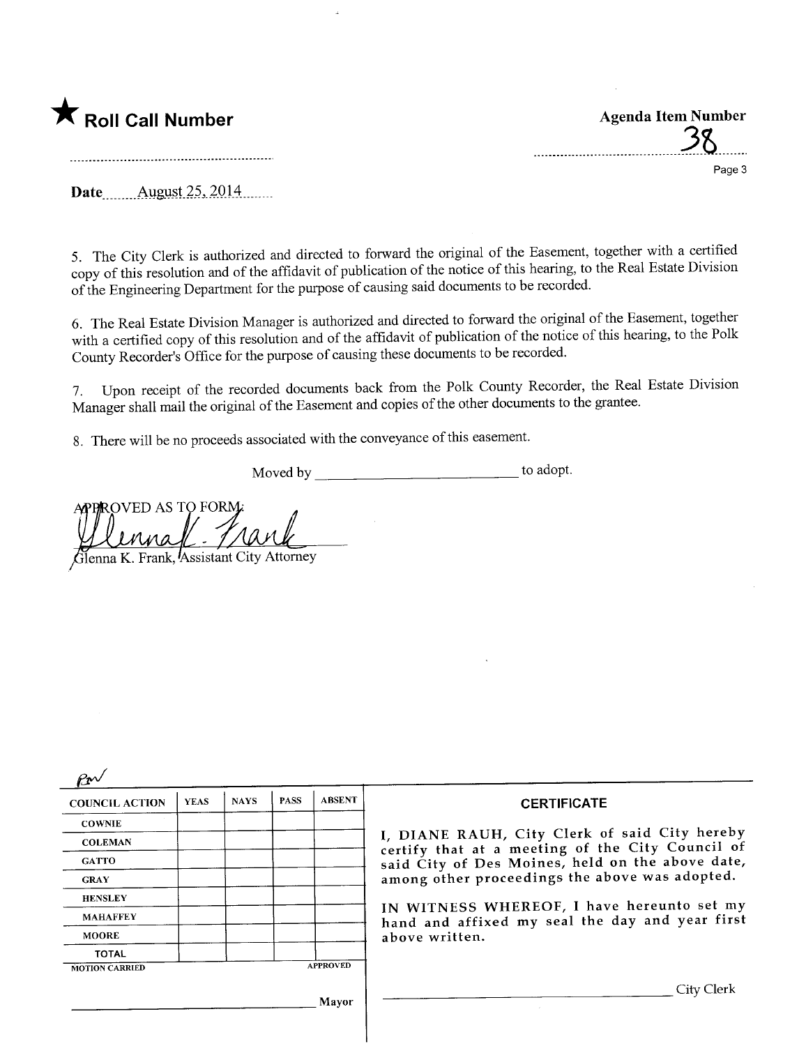★ **Roll Call Number**

**Agenda Item Number**

38

**Date** August 25, 2014

5. The City Clerk is authorized and directed to forward the original of the Easement, together with a certified copy of this resolution and of the affidavit of publication of the notice of this hearing, to the Real Estate Division of the Engineering Department for the purpose of causing said documents to be recorded.

6. The Real Estate Division Manager is authorized and directed to forward the original of the Easement, together with a certified copy of this resolution and of the affidavit of publication of the notice of this hearing, to the Polk County Recorder's Office for the purpose of causing these documents to be recorded.

7. Upon receipt of the recorded documents back from the Polk County Recorder, the Real Estate Division Manager shall mail the original of the Easement and copies of the other documents to the grantee.

8. There will be no proceeds associated with the conveyance of this easement.

Moved by ______________________ to adopt.

APPROVED AS TO FORM:

Glenna K. Frank, Assistant City Attorney

| COUNCIL ACTION | YEAS | NAYS | PASS | ABSENT |
|---|---|---|---|---|
| COWNIE | | | | |
| COLEMAN | | | | |
| GATTO | | | | |
| GRAY | | | | |
| HENSLEY | | | | |
| MAHAFFEY | | | | |
| MOORE | | | | |
| TOTAL | | | | |

MOTION CARRIED APPROVED

______________________ Mayor

**CERTIFICATE**

I, DIANE RAUH, City Clerk of said City hereby certify that at a meeting of the City Council of said City of Des Moines, held on the above date, among other proceedings the above was adopted.

IN WITNESS WHEREOF, I have hereunto set my hand and affixed my seal the day and year first above written.

______________________ City Clerk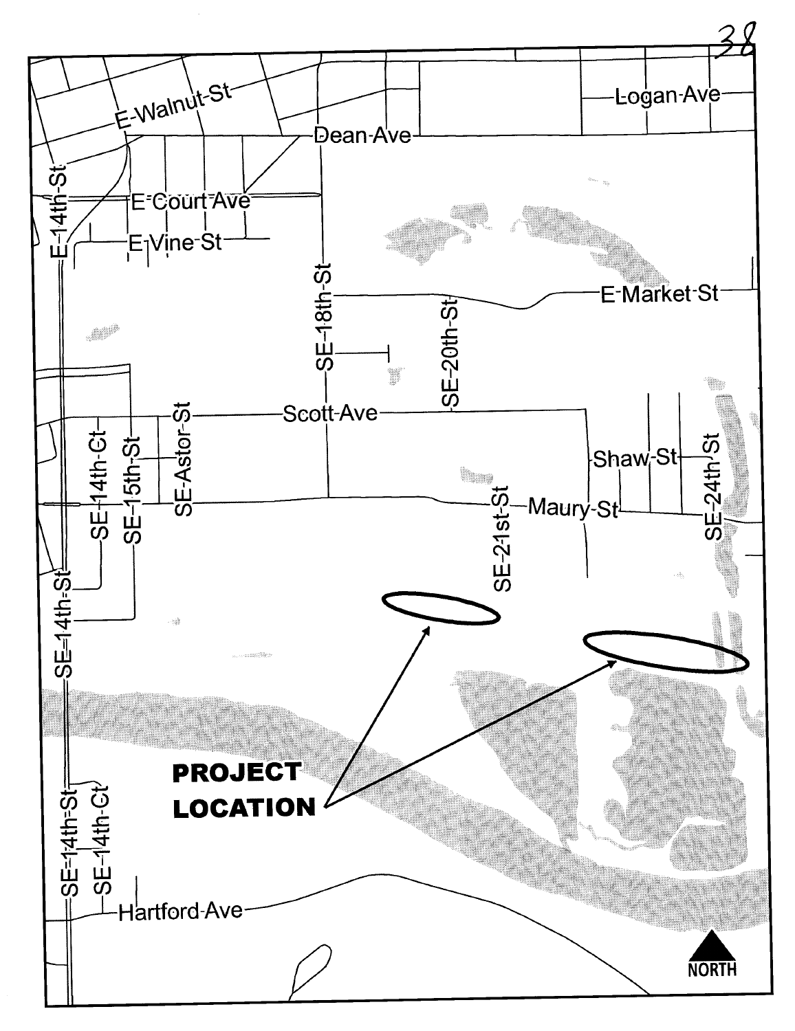E-Walnut-St

Logan-Ave

Dean-Ave

E-14th-St

E-Court-Ave

E-Vine-St

SE-18th-St

E-Market-St

SE-20th-St

Scott-Ave

SE-14th-Ct

SE-15th-St

SE-Astor-St

Shaw-St

SE-24th-St

Maury-St

SE-21st-St

SE-14th-St

**PROJECT LOCATION**

SE-14th-St

SE-14th-Ct

Hartford-Ave

NORTH